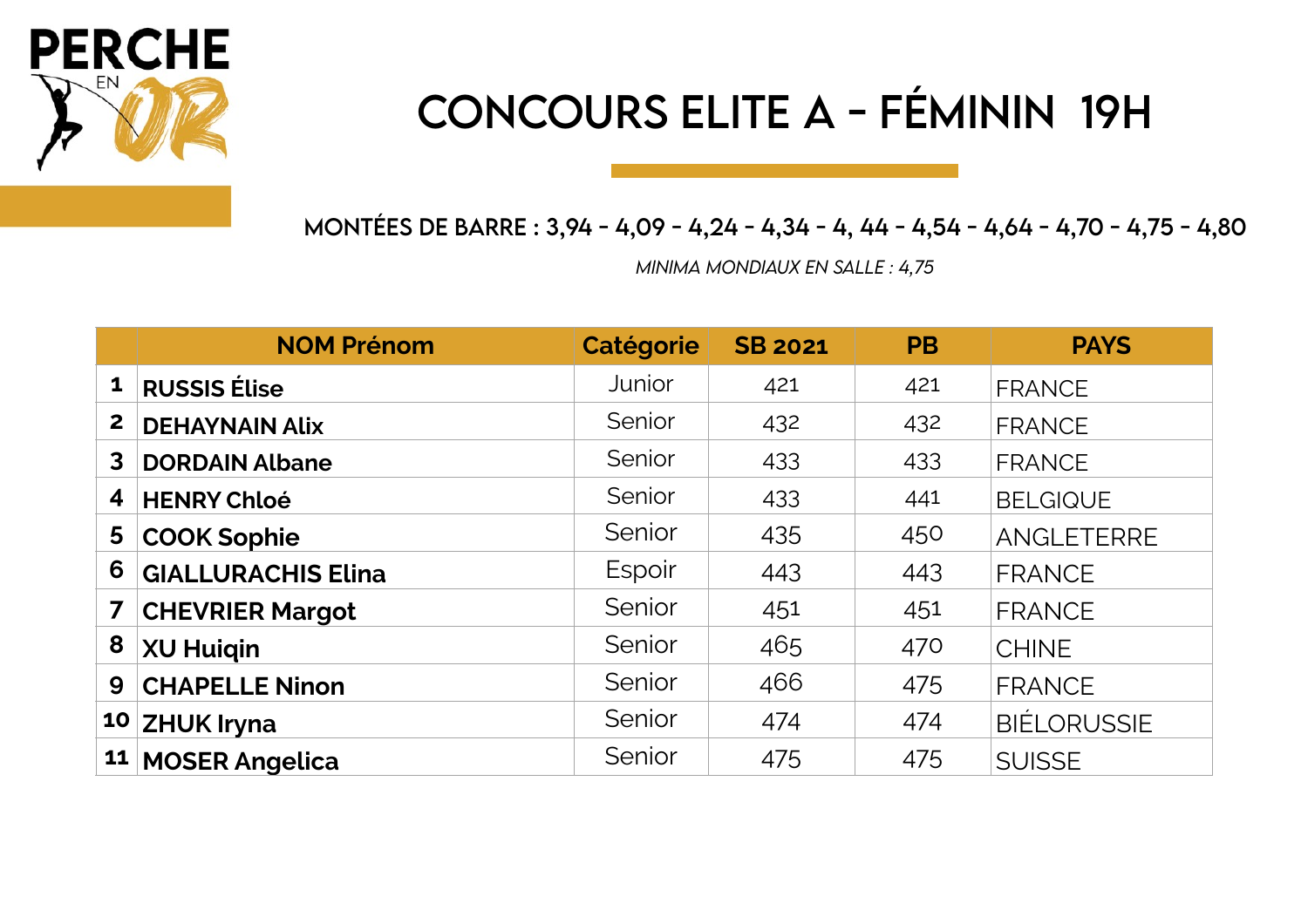PERCHE EN OR

# CONCOURS ELITE A - FÉMININ 19H

**MONTÉES DE BARRE : 3,94 - 4,09 - 4,24 - 4,34 - 4, 44 - 4,54 - 4,64 - 4,70 - 4,75 - 4,80**

*MINIMA MONDIAUX EN SALLE : 4,75*

| | NOM Prénom | Catégorie | SB 2021 | PB | PAYS |
|---|---|---|---|---|---|
| 1 | **RUSSIS Élise** | Junior | 421 | 421 | FRANCE |
| 2 | **DEHAYNAIN Alix** | Senior | 432 | 432 | FRANCE |
| 3 | **DORDAIN Albane** | Senior | 433 | 433 | FRANCE |
| 4 | **HENRY Chloé** | Senior | 433 | 441 | BELGIQUE |
| 5 | **COOK Sophie** | Senior | 435 | 450 | ANGLETERRE |
| 6 | **GIALLURACHIS Elina** | Espoir | 443 | 443 | FRANCE |
| 7 | **CHEVRIER Margot** | Senior | 451 | 451 | FRANCE |
| 8 | **XU Huiqin** | Senior | 465 | 470 | CHINE |
| 9 | **CHAPELLE Ninon** | Senior | 466 | 475 | FRANCE |
| 10 | **ZHUK Iryna** | Senior | 474 | 474 | BIÉLORUSSIE |
| 11 | **MOSER Angelica** | Senior | 475 | 475 | SUISSE |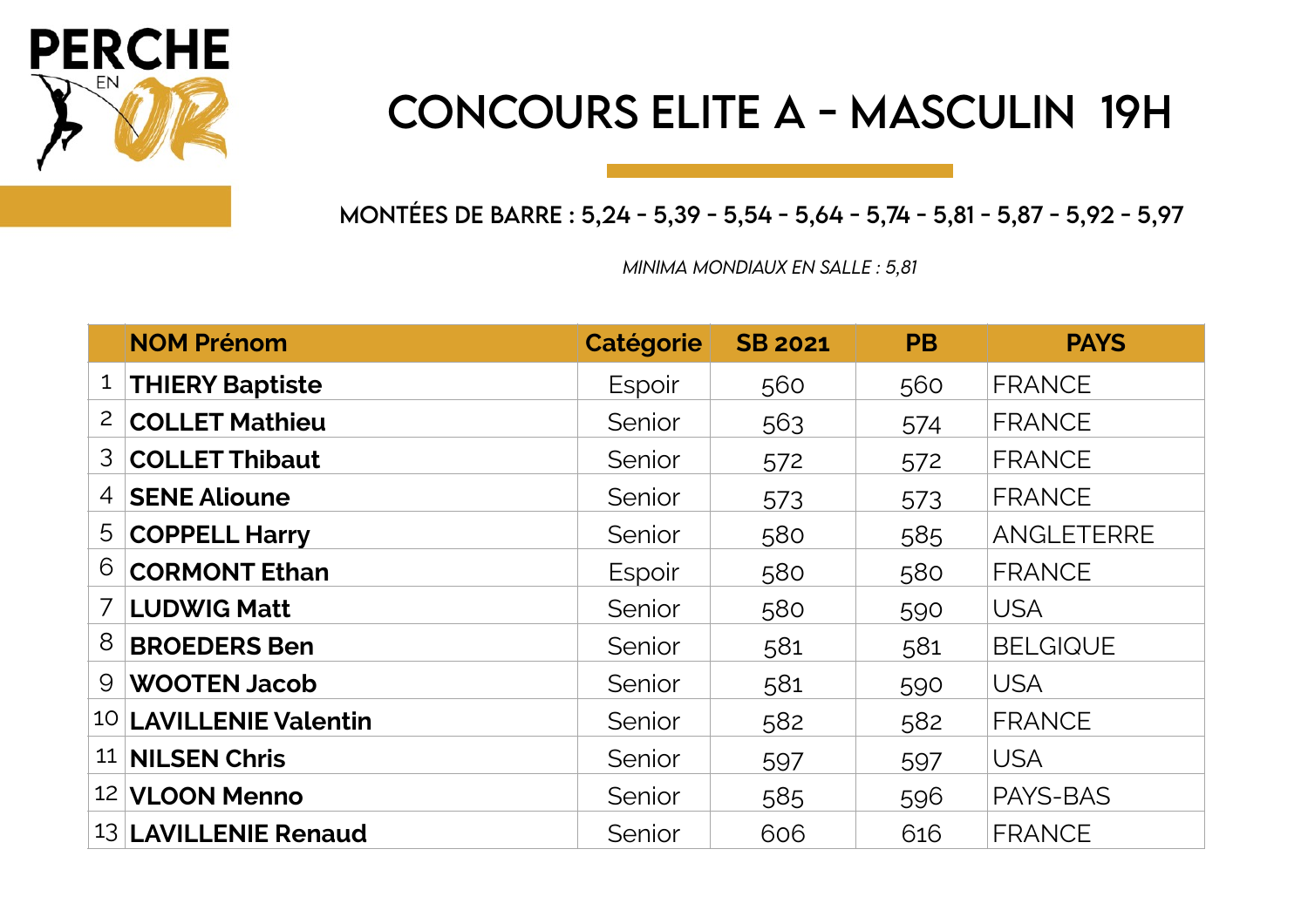PERCHE EN OR

# CONCOURS ELITE A - MASCULIN 19H

**MONTÉES DE BARRE : 5,24 - 5,39 - 5,54 - 5,64 - 5,74 - 5,81 - 5,87 - 5,92 - 5,97**

*MINIMA MONDIAUX EN SALLE : 5,81*

| | NOM Prénom | Catégorie | SB 2021 | PB | PAYS |
|---|---|---|---|---|---|
| 1 | **THIERY Baptiste** | Espoir | 560 | 560 | FRANCE |
| 2 | **COLLET Mathieu** | Senior | 563 | 574 | FRANCE |
| 3 | **COLLET Thibaut** | Senior | 572 | 572 | FRANCE |
| 4 | **SENE Alioune** | Senior | 573 | 573 | FRANCE |
| 5 | **COPPELL Harry** | Senior | 580 | 585 | ANGLETERRE |
| 6 | **CORMONT Ethan** | Espoir | 580 | 580 | FRANCE |
| 7 | **LUDWIG Matt** | Senior | 580 | 590 | USA |
| 8 | **BROEDERS Ben** | Senior | 581 | 581 | BELGIQUE |
| 9 | **WOOTEN Jacob** | Senior | 581 | 590 | USA |
| 10 | **LAVILLENIE Valentin** | Senior | 582 | 582 | FRANCE |
| 11 | **NILSEN Chris** | Senior | 597 | 597 | USA |
| 12 | **VLOON Menno** | Senior | 585 | 596 | PAYS-BAS |
| 13 | **LAVILLENIE Renaud** | Senior | 606 | 616 | FRANCE |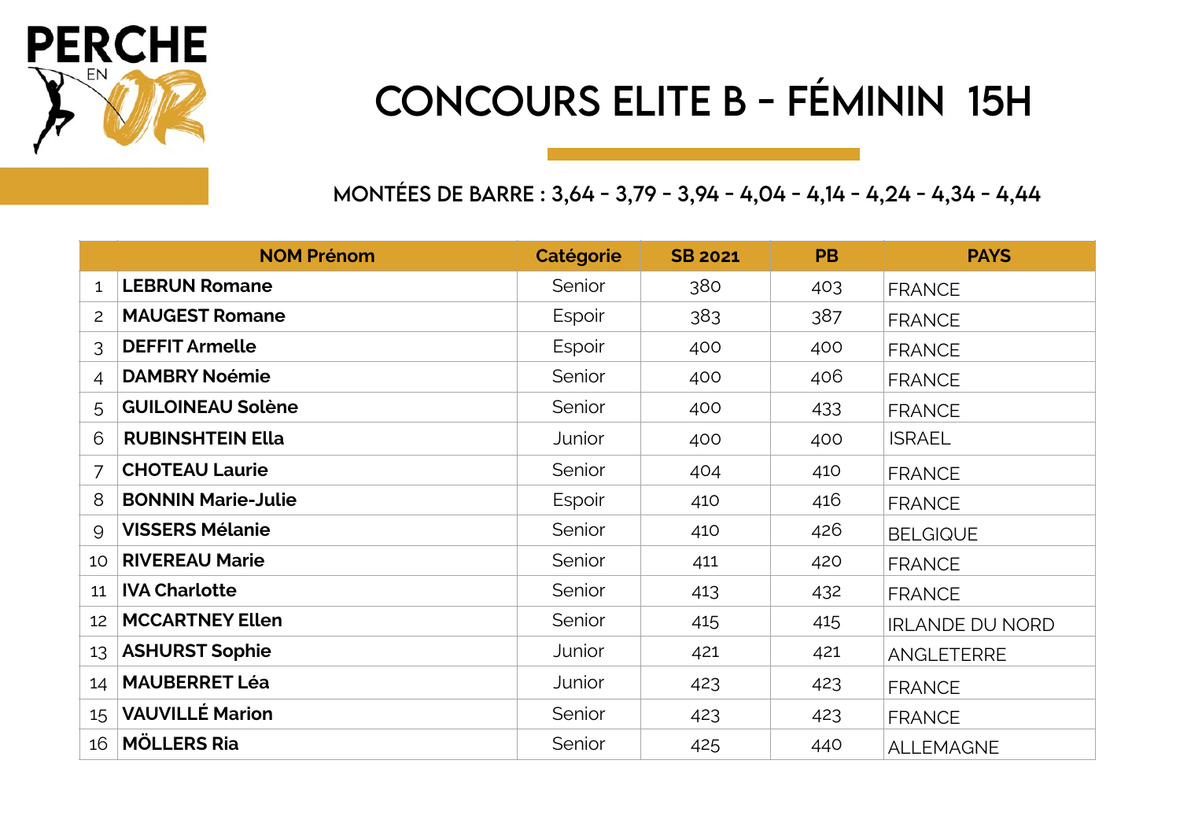# CONCOURS ELITE B - FÉMININ 15H

## MONTÉES DE BARRE : 3,64 - 3,79 - 3,94 - 4,04 - 4,14 - 4,24 - 4,34 - 4,44

| | NOM Prénom | Catégorie | SB 2021 | PB | PAYS |
|---|---|---|---|---|---|
| 1 | **LEBRUN Romane** | Senior | 380 | 403 | FRANCE |
| 2 | **MAUGEST Romane** | Espoir | 383 | 387 | FRANCE |
| 3 | **DEFFIT Armelle** | Espoir | 400 | 400 | FRANCE |
| 4 | **DAMBRY Noémie** | Senior | 400 | 406 | FRANCE |
| 5 | **GUILOINEAU Solène** | Senior | 400 | 433 | FRANCE |
| 6 | **RUBINSHTEIN Ella** | Junior | 400 | 400 | ISRAEL |
| 7 | **CHOTEAU Laurie** | Senior | 404 | 410 | FRANCE |
| 8 | **BONNIN Marie-Julie** | Espoir | 410 | 416 | FRANCE |
| 9 | **VISSERS Mélanie** | Senior | 410 | 426 | BELGIQUE |
| 10 | **RIVEREAU Marie** | Senior | 411 | 420 | FRANCE |
| 11 | **IVA Charlotte** | Senior | 413 | 432 | FRANCE |
| 12 | **MCCARTNEY Ellen** | Senior | 415 | 415 | IRLANDE DU NORD |
| 13 | **ASHURST Sophie** | Junior | 421 | 421 | ANGLETERRE |
| 14 | **MAUBERRET Léa** | Junior | 423 | 423 | FRANCE |
| 15 | **VAUVILLÉ Marion** | Senior | 423 | 423 | FRANCE |
| 16 | **MÖLLERS Ria** | Senior | 425 | 440 | ALLEMAGNE |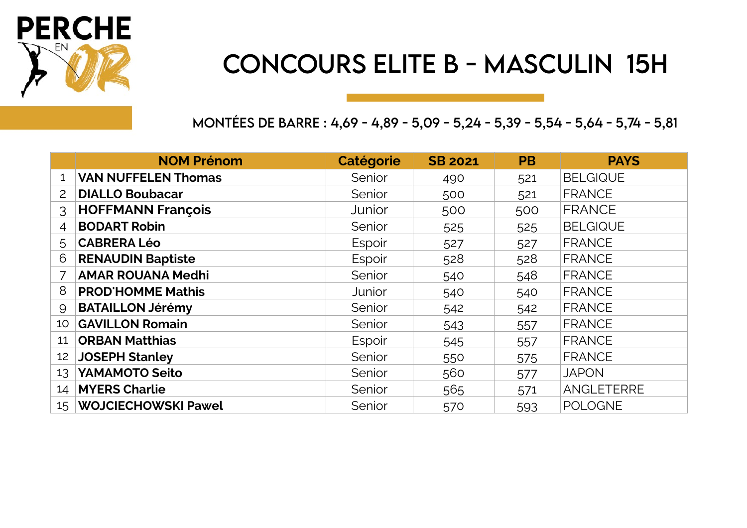PERCHE EN OR

# CONCOURS ELITE B - MASCULIN 15H

## MONTÉES DE BARRE : 4,69 - 4,89 - 5,09 - 5,24 - 5,39 - 5,54 - 5,64 - 5,74 - 5,81

| | NOM Prénom | Catégorie | SB 2021 | PB | PAYS |
|---|---|---|---|---|---|
| 1 | **VAN NUFFELEN Thomas** | Senior | 490 | 521 | BELGIQUE |
| 2 | **DIALLO Boubacar** | Senior | 500 | 521 | FRANCE |
| 3 | **HOFFMANN François** | Junior | 500 | 500 | FRANCE |
| 4 | **BODART Robin** | Senior | 525 | 525 | BELGIQUE |
| 5 | **CABRERA Léo** | Espoir | 527 | 527 | FRANCE |
| 6 | **RENAUDIN Baptiste** | Espoir | 528 | 528 | FRANCE |
| 7 | **AMAR ROUANA Medhi** | Senior | 540 | 548 | FRANCE |
| 8 | **PROD'HOMME Mathis** | Junior | 540 | 540 | FRANCE |
| 9 | **BATAILLON Jérémy** | Senior | 542 | 542 | FRANCE |
| 10 | **GAVILLON Romain** | Senior | 543 | 557 | FRANCE |
| 11 | **ORBAN Matthias** | Espoir | 545 | 557 | FRANCE |
| 12 | **JOSEPH Stanley** | Senior | 550 | 575 | FRANCE |
| 13 | **YAMAMOTO Seito** | Senior | 560 | 577 | JAPON |
| 14 | **MYERS Charlie** | Senior | 565 | 571 | ANGLETERRE |
| 15 | **WOJCIECHOWSKI Pawel** | Senior | 570 | 593 | POLOGNE |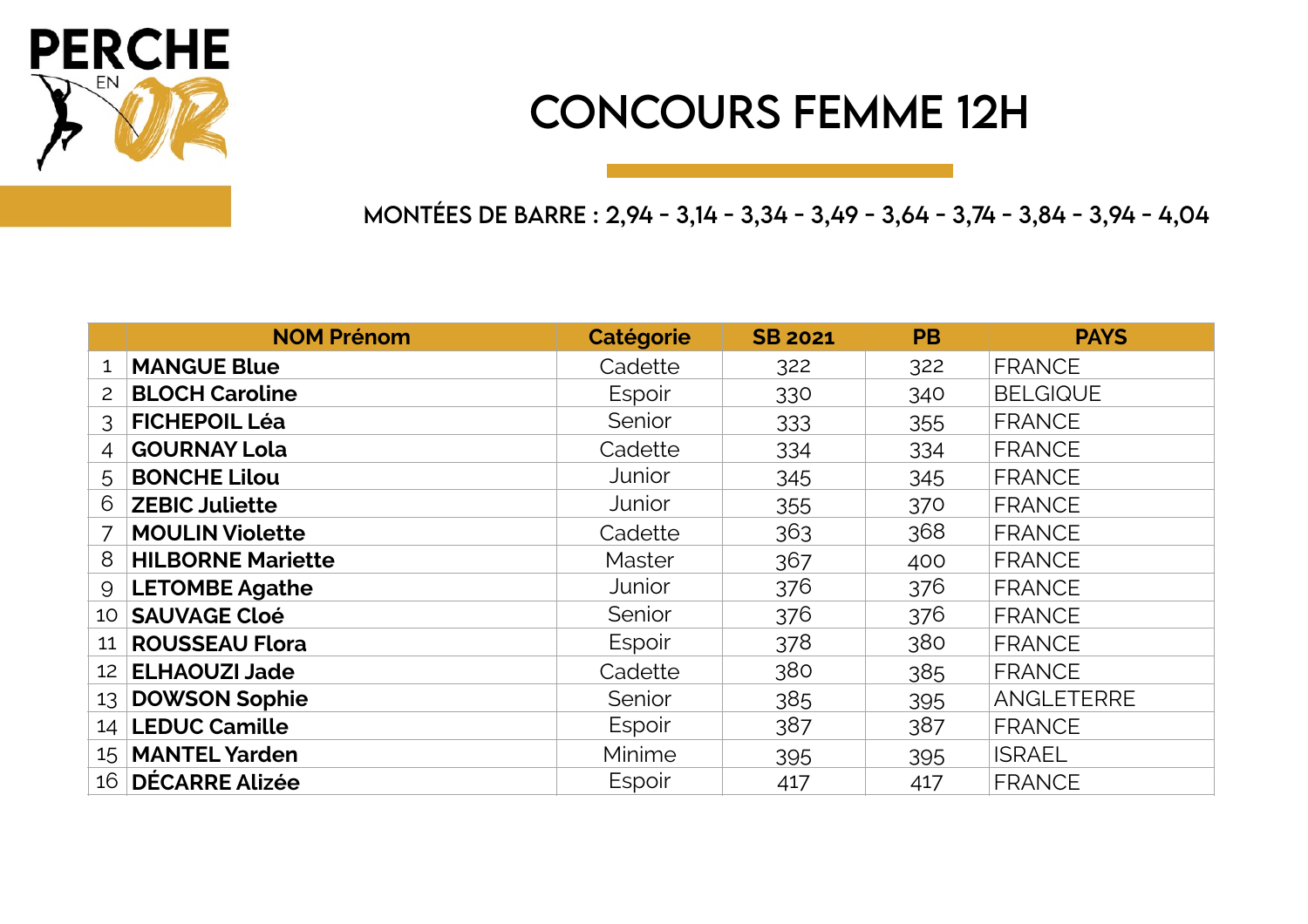PERCHE EN OR

# CONCOURS FEMME 12H

## MONTÉES DE BARRE : 2,94 - 3,14 - 3,34 - 3,49 - 3,64 - 3,74 - 3,84 - 3,94 - 4,04

| | NOM Prénom | Catégorie | SB 2021 | PB | PAYS |
|---|---|---|---|---|---|
| 1 | **MANGUE Blue** | Cadette | 322 | 322 | FRANCE |
| 2 | **BLOCH Caroline** | Espoir | 330 | 340 | BELGIQUE |
| 3 | **FICHEPOIL Léa** | Senior | 333 | 355 | FRANCE |
| 4 | **GOURNAY Lola** | Cadette | 334 | 334 | FRANCE |
| 5 | **BONCHE Lilou** | Junior | 345 | 345 | FRANCE |
| 6 | **ZEBIC Juliette** | Junior | 355 | 370 | FRANCE |
| 7 | **MOULIN Violette** | Cadette | 363 | 368 | FRANCE |
| 8 | **HILBORNE Mariette** | Master | 367 | 400 | FRANCE |
| 9 | **LETOMBE Agathe** | Junior | 376 | 376 | FRANCE |
| 10 | **SAUVAGE Cloé** | Senior | 376 | 376 | FRANCE |
| 11 | **ROUSSEAU Flora** | Espoir | 378 | 380 | FRANCE |
| 12 | **ELHAOUZI Jade** | Cadette | 380 | 385 | FRANCE |
| 13 | **DOWSON Sophie** | Senior | 385 | 395 | ANGLETERRE |
| 14 | **LEDUC Camille** | Espoir | 387 | 387 | FRANCE |
| 15 | **MANTEL Yarden** | Minime | 395 | 395 | ISRAEL |
| 16 | **DÉCARRE Alizée** | Espoir | 417 | 417 | FRANCE |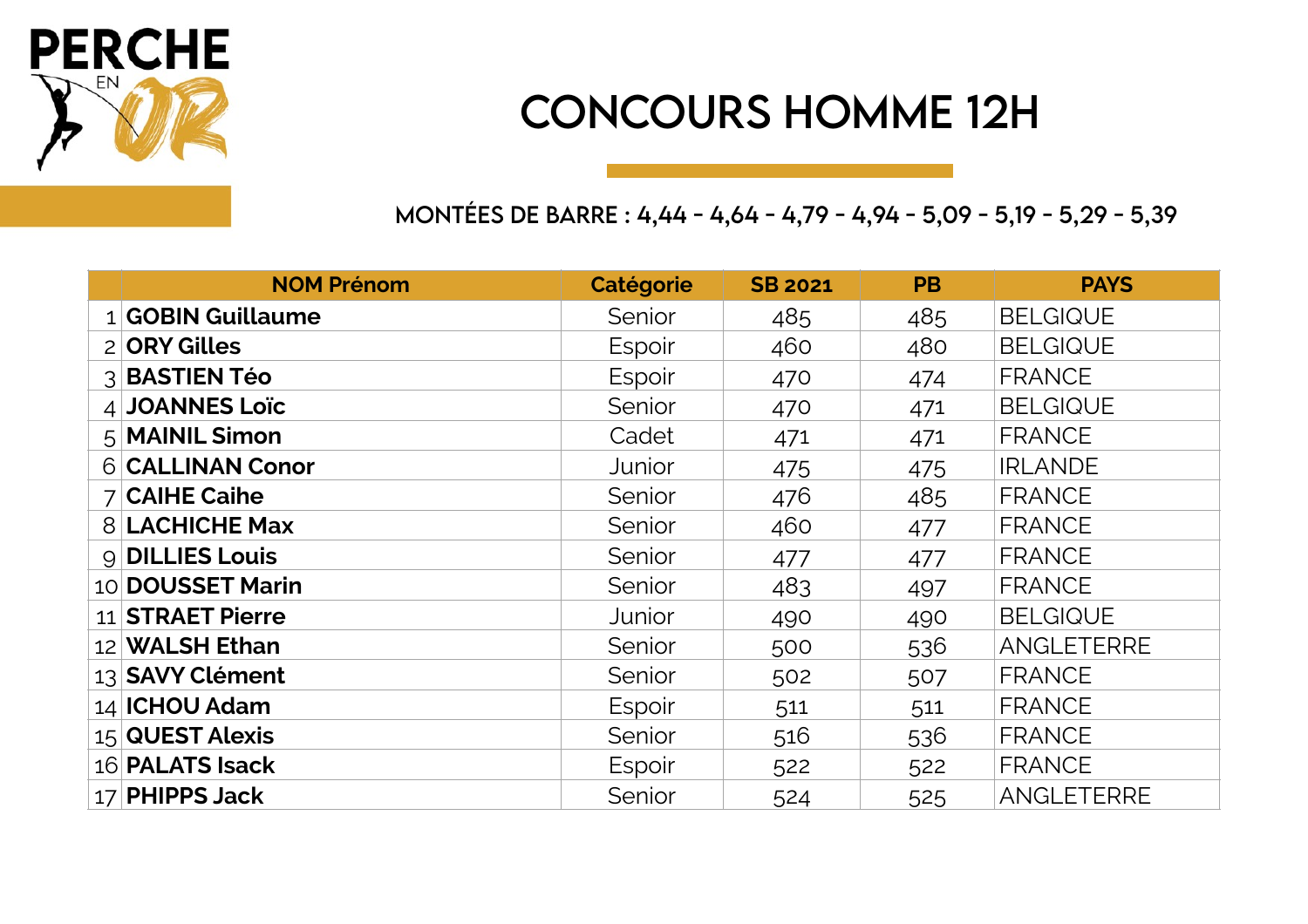PERCHE EN OR

# CONCOURS HOMME 12H

## MONTÉES DE BARRE : 4,44 - 4,64 - 4,79 - 4,94 - 5,09 - 5,19 - 5,29 - 5,39

| | NOM Prénom | Catégorie | SB 2021 | PB | PAYS |
|---|---|---|---|---|---|
| 1 | **GOBIN Guillaume** | Senior | 485 | 485 | BELGIQUE |
| 2 | **ORY Gilles** | Espoir | 460 | 480 | BELGIQUE |
| 3 | **BASTIEN Téo** | Espoir | 470 | 474 | FRANCE |
| 4 | **JOANNES Loïc** | Senior | 470 | 471 | BELGIQUE |
| 5 | **MAINIL Simon** | Cadet | 471 | 471 | FRANCE |
| 6 | **CALLINAN Conor** | Junior | 475 | 475 | IRLANDE |
| 7 | **CAIHE Caihe** | Senior | 476 | 485 | FRANCE |
| 8 | **LACHICHE Max** | Senior | 460 | 477 | FRANCE |
| 9 | **DILLIES Louis** | Senior | 477 | 477 | FRANCE |
| 10 | **DOUSSET Marin** | Senior | 483 | 497 | FRANCE |
| 11 | **STRAET Pierre** | Junior | 490 | 490 | BELGIQUE |
| 12 | **WALSH Ethan** | Senior | 500 | 536 | ANGLETERRE |
| 13 | **SAVY Clément** | Senior | 502 | 507 | FRANCE |
| 14 | **ICHOU Adam** | Espoir | 511 | 511 | FRANCE |
| 15 | **QUEST Alexis** | Senior | 516 | 536 | FRANCE |
| 16 | **PALATS Isack** | Espoir | 522 | 522 | FRANCE |
| 17 | **PHIPPS Jack** | Senior | 524 | 525 | ANGLETERRE |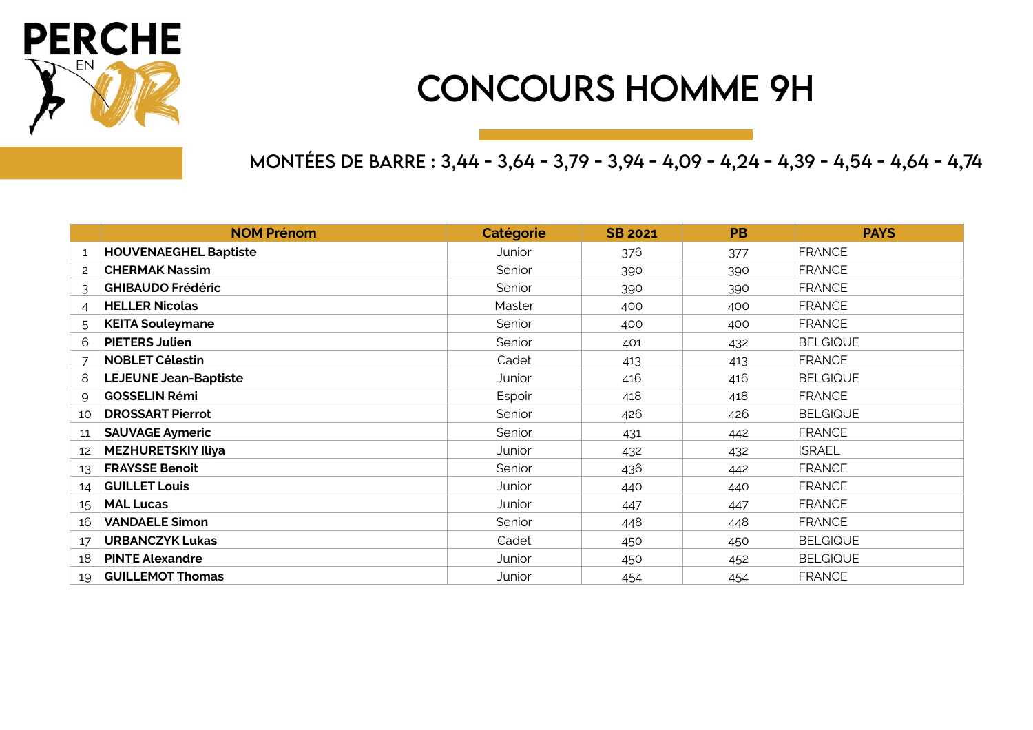PERCHE EN OR

# CONCOURS HOMME 9H

## MONTÉES DE BARRE : 3,44 - 3,64 - 3,79 - 3,94 - 4,09 - 4,24 - 4,39 - 4,54 - 4,64 - 4,74

| | NOM Prénom | Catégorie | SB 2021 | PB | PAYS |
|---|---|---|---|---|---|
| 1 | **HOUVENAEGHEL Baptiste** | Junior | 376 | 377 | FRANCE |
| 2 | **CHERMAK Nassim** | Senior | 390 | 390 | FRANCE |
| 3 | **GHIBAUDO Frédéric** | Senior | 390 | 390 | FRANCE |
| 4 | **HELLER Nicolas** | Master | 400 | 400 | FRANCE |
| 5 | **KEITA Souleymane** | Senior | 400 | 400 | FRANCE |
| 6 | **PIETERS Julien** | Senior | 401 | 432 | BELGIQUE |
| 7 | **NOBLET Célestin** | Cadet | 413 | 413 | FRANCE |
| 8 | **LEJEUNE Jean-Baptiste** | Junior | 416 | 416 | BELGIQUE |
| 9 | **GOSSELIN Rémi** | Espoir | 418 | 418 | FRANCE |
| 10 | **DROSSART Pierrot** | Senior | 426 | 426 | BELGIQUE |
| 11 | **SAUVAGE Aymeric** | Senior | 431 | 442 | FRANCE |
| 12 | **MEZHURETSKIY Iliya** | Junior | 432 | 432 | ISRAEL |
| 13 | **FRAYSSE Benoit** | Senior | 436 | 442 | FRANCE |
| 14 | **GUILLET Louis** | Junior | 440 | 440 | FRANCE |
| 15 | **MAL Lucas** | Junior | 447 | 447 | FRANCE |
| 16 | **VANDAELE Simon** | Senior | 448 | 448 | FRANCE |
| 17 | **URBANCZYK Lukas** | Cadet | 450 | 450 | BELGIQUE |
| 18 | **PINTE Alexandre** | Junior | 450 | 452 | BELGIQUE |
| 19 | **GUILLEMOT Thomas** | Junior | 454 | 454 | FRANCE |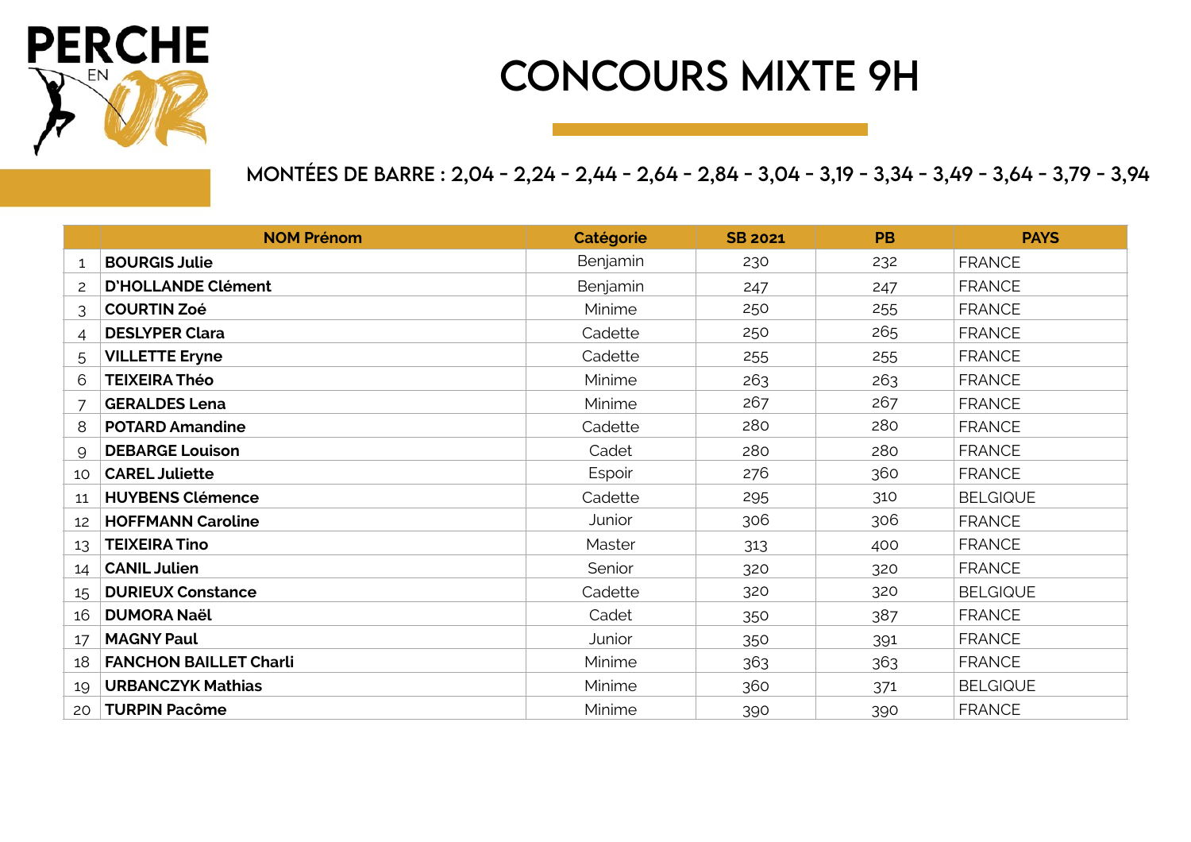# CONCOURS MIXTE 9H

## MONTÉES DE BARRE : 2,04 - 2,24 - 2,44 - 2,64 - 2,84 - 3,04 - 3,19 - 3,34 - 3,49 - 3,64 - 3,79 - 3,94

| | NOM Prénom | Catégorie | SB 2021 | PB | PAYS |
|---|---|---|---|---|---|
| 1 | **BOURGIS Julie** | Benjamin | 230 | 232 | FRANCE |
| 2 | **D'HOLLANDE Clément** | Benjamin | 247 | 247 | FRANCE |
| 3 | **COURTIN Zoé** | Minime | 250 | 255 | FRANCE |
| 4 | **DESLYPER Clara** | Cadette | 250 | 265 | FRANCE |
| 5 | **VILLETTE Eryne** | Cadette | 255 | 255 | FRANCE |
| 6 | **TEIXEIRA Théo** | Minime | 263 | 263 | FRANCE |
| 7 | **GERALDES Lena** | Minime | 267 | 267 | FRANCE |
| 8 | **POTARD Amandine** | Cadette | 280 | 280 | FRANCE |
| 9 | **DEBARGE Louison** | Cadet | 280 | 280 | FRANCE |
| 10 | **CAREL Juliette** | Espoir | 276 | 360 | FRANCE |
| 11 | **HUYBENS Clémence** | Cadette | 295 | 310 | BELGIQUE |
| 12 | **HOFFMANN Caroline** | Junior | 306 | 306 | FRANCE |
| 13 | **TEIXEIRA Tino** | Master | 313 | 400 | FRANCE |
| 14 | **CANIL Julien** | Senior | 320 | 320 | FRANCE |
| 15 | **DURIEUX Constance** | Cadette | 320 | 320 | BELGIQUE |
| 16 | **DUMORA Naël** | Cadet | 350 | 387 | FRANCE |
| 17 | **MAGNY Paul** | Junior | 350 | 391 | FRANCE |
| 18 | **FANCHON BAILLET Charli** | Minime | 363 | 363 | FRANCE |
| 19 | **URBANCZYK Mathias** | Minime | 360 | 371 | BELGIQUE |
| 20 | **TURPIN Pacôme** | Minime | 390 | 390 | FRANCE |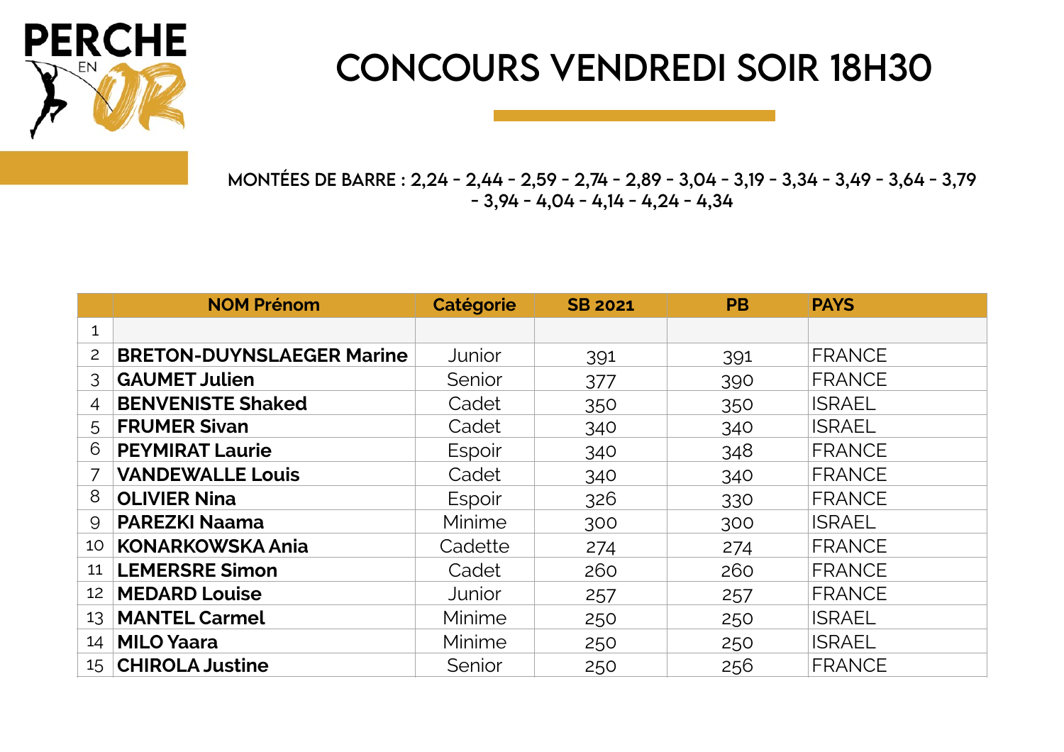# CONCOURS VENDREDI SOIR 18H30

MONTÉES DE BARRE : 2,24 - 2,44 - 2,59 - 2,74 - 2,89 - 3,04 - 3,19 - 3,34 - 3,49 - 3,64 - 3,79 - 3,94 - 4,04 - 4,14 - 4,24 - 4,34

| | NOM Prénom | Catégorie | SB 2021 | PB | PAYS |
|---|---|---|---|---|---|
| 1 | | | | | |
| 2 | **BRETON-DUYNSLAEGER Marine** | Junior | 391 | 391 | FRANCE |
| 3 | **GAUMET Julien** | Senior | 377 | 390 | FRANCE |
| 4 | **BENVENISTE Shaked** | Cadet | 350 | 350 | ISRAEL |
| 5 | **FRUMER Sivan** | Cadet | 340 | 340 | ISRAEL |
| 6 | **PEYMIRAT Laurie** | Espoir | 340 | 348 | FRANCE |
| 7 | **VANDEWALLE Louis** | Cadet | 340 | 340 | FRANCE |
| 8 | **OLIVIER Nina** | Espoir | 326 | 330 | FRANCE |
| 9 | **PAREZKI Naama** | Minime | 300 | 300 | ISRAEL |
| 10 | **KONARKOWSKA Ania** | Cadette | 274 | 274 | FRANCE |
| 11 | **LEMERSRE Simon** | Cadet | 260 | 260 | FRANCE |
| 12 | **MEDARD Louise** | Junior | 257 | 257 | FRANCE |
| 13 | **MANTEL Carmel** | Minime | 250 | 250 | ISRAEL |
| 14 | **MILO Yaara** | Minime | 250 | 250 | ISRAEL |
| 15 | **CHIROLA Justine** | Senior | 250 | 256 | FRANCE |